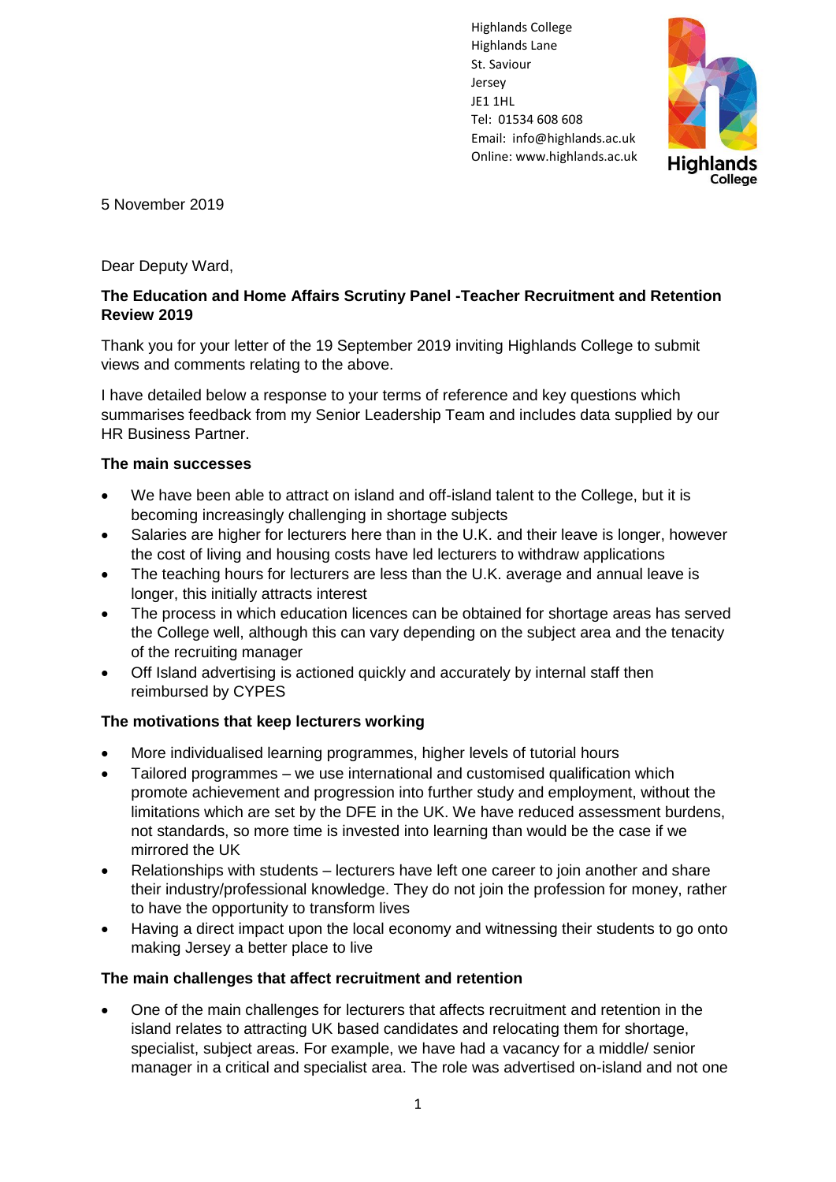Highlands College
Highlands Lane
St. Saviour
Jersey
JE1 1HL
Tel: 01534 608 608
Email: info@highlands.ac.uk
Online: www.highlands.ac.uk

5 November 2019

Dear Deputy Ward,

**The Education and Home Affairs Scrutiny Panel -Teacher Recruitment and Retention Review 2019**

Thank you for your letter of the 19 September 2019 inviting Highlands College to submit views and comments relating to the above.

I have detailed below a response to your terms of reference and key questions which summarises feedback from my Senior Leadership Team and includes data supplied by our HR Business Partner.

**The main successes**

- We have been able to attract on island and off-island talent to the College, but it is becoming increasingly challenging in shortage subjects
- Salaries are higher for lecturers here than in the U.K. and their leave is longer, however the cost of living and housing costs have led lecturers to withdraw applications
- The teaching hours for lecturers are less than the U.K. average and annual leave is longer, this initially attracts interest
- The process in which education licences can be obtained for shortage areas has served the College well, although this can vary depending on the subject area and the tenacity of the recruiting manager
- Off Island advertising is actioned quickly and accurately by internal staff then reimbursed by CYPES

**The motivations that keep lecturers working**

- More individualised learning programmes, higher levels of tutorial hours
- Tailored programmes – we use international and customised qualification which promote achievement and progression into further study and employment, without the limitations which are set by the DFE in the UK. We have reduced assessment burdens, not standards, so more time is invested into learning than would be the case if we mirrored the UK
- Relationships with students – lecturers have left one career to join another and share their industry/professional knowledge. They do not join the profession for money, rather to have the opportunity to transform lives
- Having a direct impact upon the local economy and witnessing their students to go onto making Jersey a better place to live

**The main challenges that affect recruitment and retention**

- One of the main challenges for lecturers that affects recruitment and retention in the island relates to attracting UK based candidates and relocating them for shortage, specialist, subject areas. For example, we have had a vacancy for a middle/ senior manager in a critical and specialist area. The role was advertised on-island and not one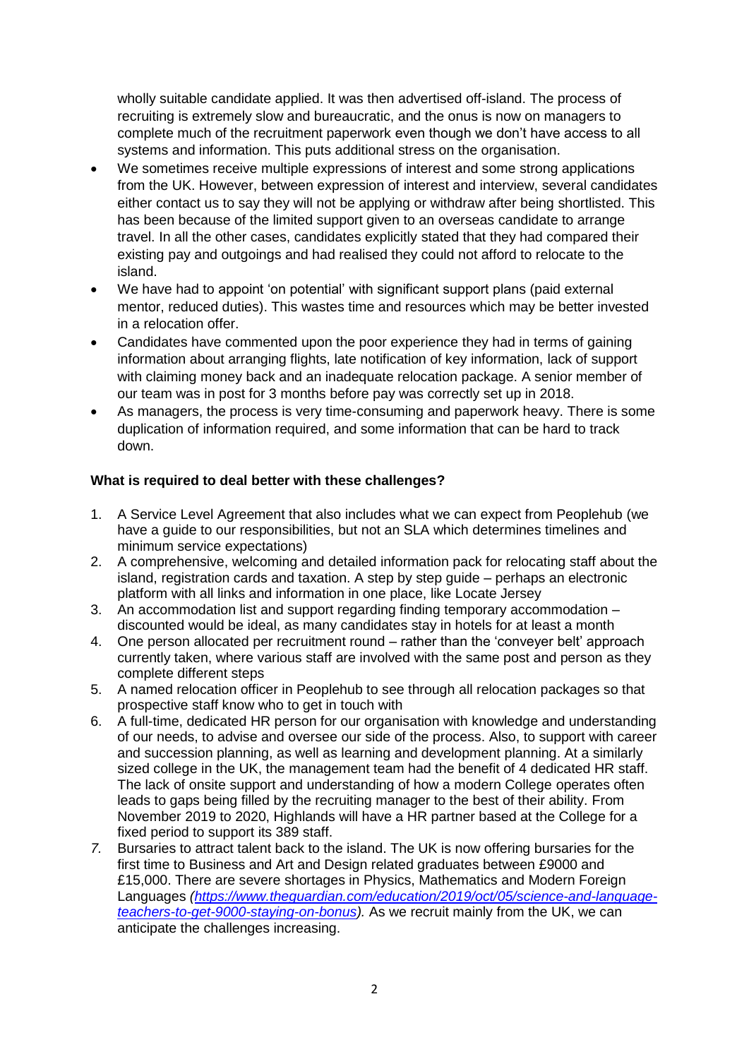wholly suitable candidate applied. It was then advertised off-island. The process of recruiting is extremely slow and bureaucratic, and the onus is now on managers to complete much of the recruitment paperwork even though we don't have access to all systems and information. This puts additional stress on the organisation.

- We sometimes receive multiple expressions of interest and some strong applications from the UK. However, between expression of interest and interview, several candidates either contact us to say they will not be applying or withdraw after being shortlisted. This has been because of the limited support given to an overseas candidate to arrange travel. In all the other cases, candidates explicitly stated that they had compared their existing pay and outgoings and had realised they could not afford to relocate to the island.
- We have had to appoint 'on potential' with significant support plans (paid external mentor, reduced duties). This wastes time and resources which may be better invested in a relocation offer.
- Candidates have commented upon the poor experience they had in terms of gaining information about arranging flights, late notification of key information, lack of support with claiming money back and an inadequate relocation package. A senior member of our team was in post for 3 months before pay was correctly set up in 2018.
- As managers, the process is very time-consuming and paperwork heavy. There is some duplication of information required, and some information that can be hard to track down.

**What is required to deal better with these challenges?**

1. A Service Level Agreement that also includes what we can expect from Peoplehub (we have a guide to our responsibilities, but not an SLA which determines timelines and minimum service expectations)
2. A comprehensive, welcoming and detailed information pack for relocating staff about the island, registration cards and taxation. A step by step guide – perhaps an electronic platform with all links and information in one place, like Locate Jersey
3. An accommodation list and support regarding finding temporary accommodation – discounted would be ideal, as many candidates stay in hotels for at least a month
4. One person allocated per recruitment round – rather than the 'conveyer belt' approach currently taken, where various staff are involved with the same post and person as they complete different steps
5. A named relocation officer in Peoplehub to see through all relocation packages so that prospective staff know who to get in touch with
6. A full-time, dedicated HR person for our organisation with knowledge and understanding of our needs, to advise and oversee our side of the process. Also, to support with career and succession planning, as well as learning and development planning. At a similarly sized college in the UK, the management team had the benefit of 4 dedicated HR staff. The lack of onsite support and understanding of how a modern College operates often leads to gaps being filled by the recruiting manager to the best of their ability. From November 2019 to 2020, Highlands will have a HR partner based at the College for a fixed period to support its 389 staff.
7. Bursaries to attract talent back to the island. The UK is now offering bursaries for the first time to Business and Art and Design related graduates between £9000 and £15,000. There are severe shortages in Physics, Mathematics and Modern Foreign Languages *(https://www.theguardian.com/education/2019/oct/05/science-and-language-teachers-to-get-9000-staying-on-bonus).* As we recruit mainly from the UK, we can anticipate the challenges increasing.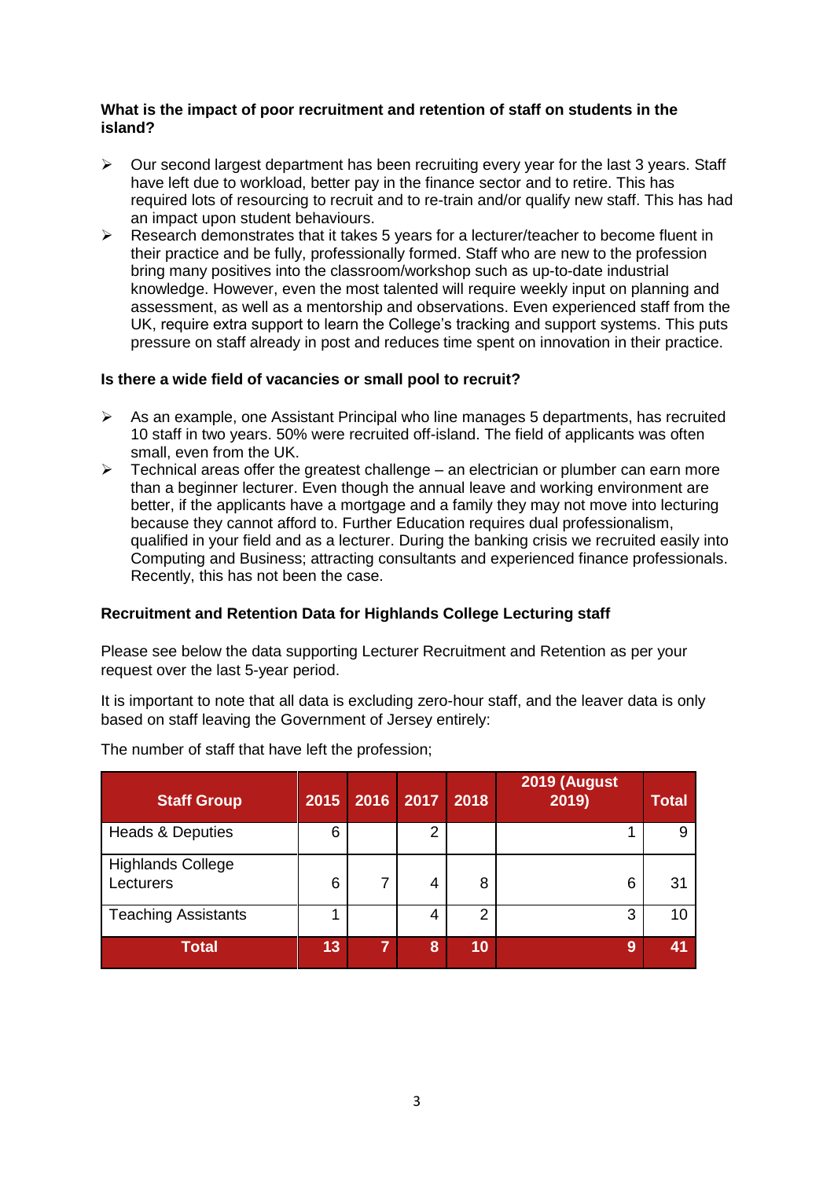**What is the impact of poor recruitment and retention of staff on students in the island?**

- Our second largest department has been recruiting every year for the last 3 years. Staff have left due to workload, better pay in the finance sector and to retire. This has required lots of resourcing to recruit and to re-train and/or qualify new staff. This has had an impact upon student behaviours.
- Research demonstrates that it takes 5 years for a lecturer/teacher to become fluent in their practice and be fully, professionally formed. Staff who are new to the profession bring many positives into the classroom/workshop such as up-to-date industrial knowledge. However, even the most talented will require weekly input on planning and assessment, as well as a mentorship and observations. Even experienced staff from the UK, require extra support to learn the College's tracking and support systems. This puts pressure on staff already in post and reduces time spent on innovation in their practice.

**Is there a wide field of vacancies or small pool to recruit?**

- As an example, one Assistant Principal who line manages 5 departments, has recruited 10 staff in two years. 50% were recruited off-island. The field of applicants was often small, even from the UK.
- Technical areas offer the greatest challenge – an electrician or plumber can earn more than a beginner lecturer. Even though the annual leave and working environment are better, if the applicants have a mortgage and a family they may not move into lecturing because they cannot afford to. Further Education requires dual professionalism, qualified in your field and as a lecturer. During the banking crisis we recruited easily into Computing and Business; attracting consultants and experienced finance professionals. Recently, this has not been the case.

**Recruitment and Retention Data for Highlands College Lecturing staff**

Please see below the data supporting Lecturer Recruitment and Retention as per your request over the last 5-year period.

It is important to note that all data is excluding zero-hour staff, and the leaver data is only based on staff leaving the Government of Jersey entirely:

The number of staff that have left the profession;

| Staff Group | 2015 | 2016 | 2017 | 2018 | 2019 (August 2019) | Total |
|---|---|---|---|---|---|---|
| Heads & Deputies | 6 | | 2 | | 1 | 9 |
| Highlands College Lecturers | 6 | 7 | 4 | 8 | 6 | 31 |
| Teaching Assistants | 1 | | 4 | 2 | 3 | 10 |
| **Total** | **13** | **7** | **8** | **10** | **9** | **41** |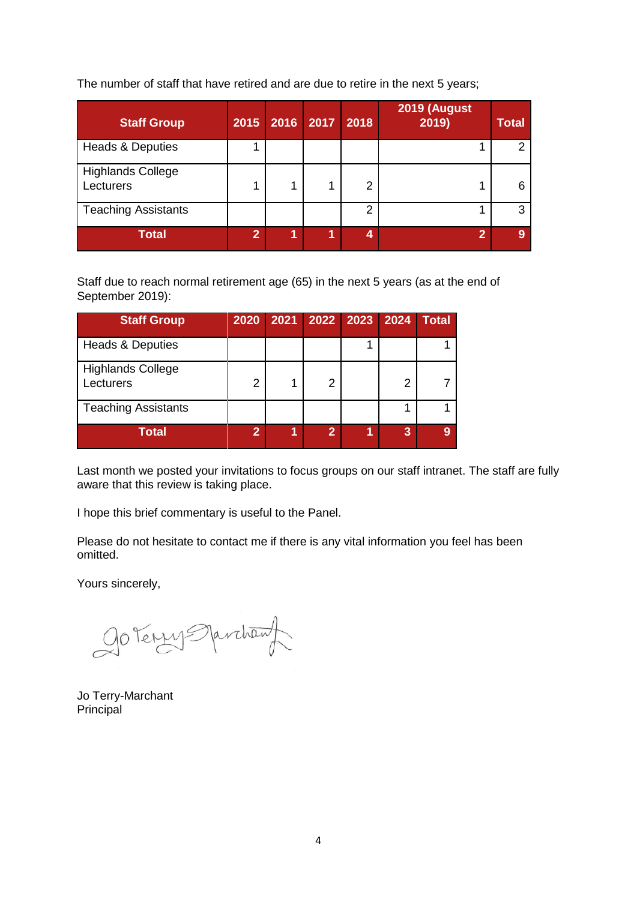The number of staff that have retired and are due to retire in the next 5 years;

| Staff Group | 2015 | 2016 | 2017 | 2018 | 2019 (August 2019) | Total |
|---|---|---|---|---|---|---|
| Heads & Deputies | 1 | | | | 1 | 2 |
| Highlands College Lecturers | 1 | 1 | 1 | 2 | 1 | 6 |
| Teaching Assistants | | | | 2 | 1 | 3 |
| **Total** | **2** | **1** | **1** | **4** | **2** | **9** |

Staff due to reach normal retirement age (65) in the next 5 years (as at the end of September 2019):

| Staff Group | 2020 | 2021 | 2022 | 2023 | 2024 | Total |
|---|---|---|---|---|---|---|
| Heads & Deputies | | | | 1 | | 1 |
| Highlands College Lecturers | 2 | 1 | 2 | | 2 | 7 |
| Teaching Assistants | | | | | 1 | 1 |
| **Total** | **2** | **1** | **2** | **1** | **3** | **9** |

Last month we posted your invitations to focus groups on our staff intranet. The staff are fully aware that this review is taking place.

I hope this brief commentary is useful to the Panel.

Please do not hesitate to contact me if there is any vital information you feel has been omitted.

Yours sincerely,

Jo Terry-Marchant
Principal